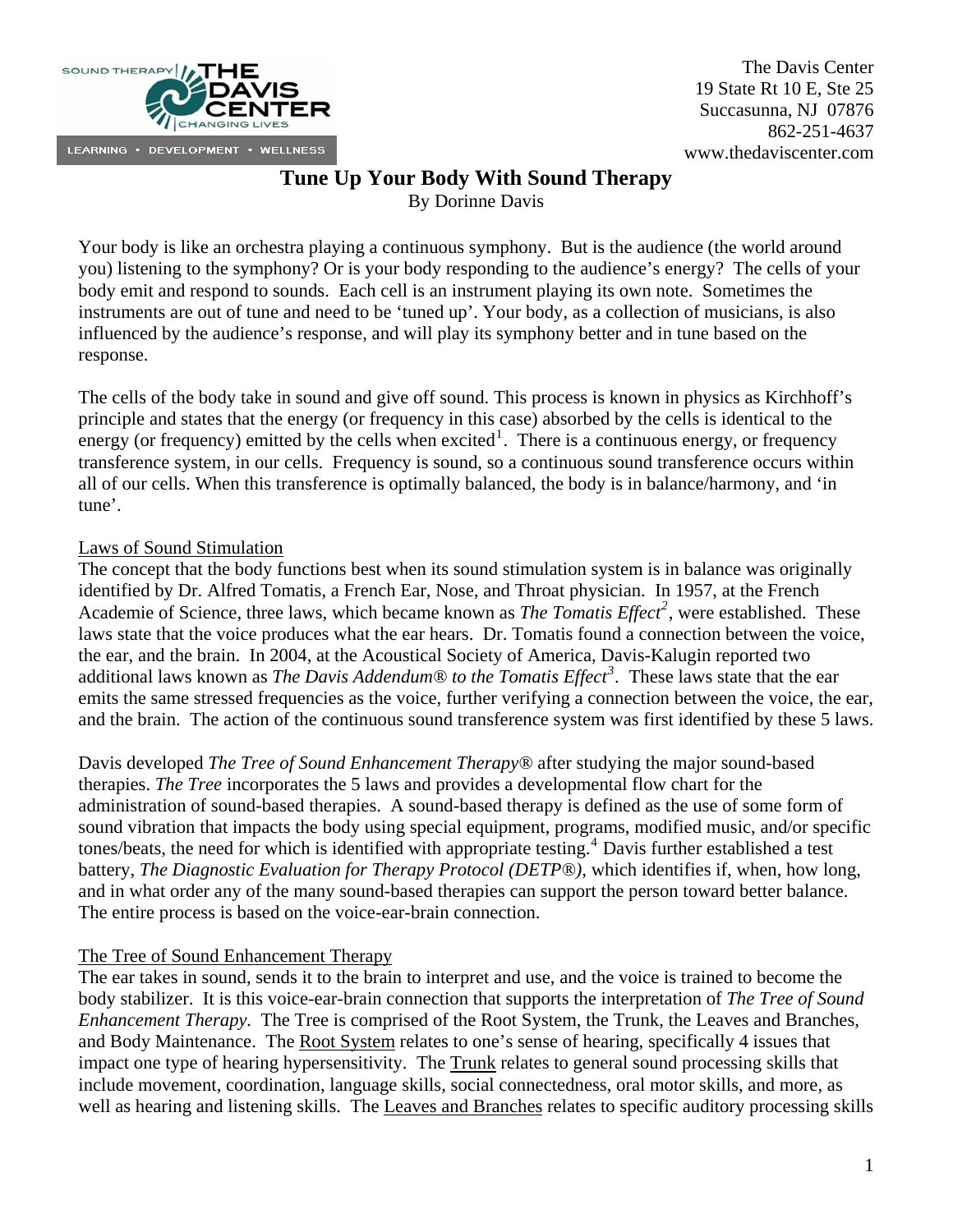SOUND THERAPY | THE DAVIS CENTER
CHANGING LIVES
LEARNING • DEVELOPMENT • WELLNESS

The Davis Center
19 State Rt 10 E, Ste 25
Succasunna, NJ 07876
862-251-4637
www.thedaviscenter.com

# Tune Up Your Body With Sound Therapy

By Dorinne Davis

Your body is like an orchestra playing a continuous symphony. But is the audience (the world around you) listening to the symphony? Or is your body responding to the audience's energy? The cells of your body emit and respond to sounds. Each cell is an instrument playing its own note. Sometimes the instruments are out of tune and need to be 'tuned up'. Your body, as a collection of musicians, is also influenced by the audience's response, and will play its symphony better and in tune based on the response.

The cells of the body take in sound and give off sound. This process is known in physics as Kirchhoff's principle and states that the energy (or frequency in this case) absorbed by the cells is identical to the energy (or frequency) emitted by the cells when excited[1]. There is a continuous energy, or frequency transference system, in our cells. Frequency is sound, so a continuous sound transference occurs within all of our cells. When this transference is optimally balanced, the body is in balance/harmony, and 'in tune'.

## Laws of Sound Stimulation

The concept that the body functions best when its sound stimulation system is in balance was originally identified by Dr. Alfred Tomatis, a French Ear, Nose, and Throat physician. In 1957, at the French Academie of Science, three laws, which became known as *The Tomatis Effect*[2], were established. These laws state that the voice produces what the ear hears. Dr. Tomatis found a connection between the voice, the ear, and the brain. In 2004, at the Acoustical Society of America, Davis-Kalugin reported two additional laws known as *The Davis Addendum® to the Tomatis Effect*[3]. These laws state that the ear emits the same stressed frequencies as the voice, further verifying a connection between the voice, the ear, and the brain. The action of the continuous sound transference system was first identified by these 5 laws.

Davis developed *The Tree of Sound Enhancement Therapy®* after studying the major sound-based therapies. *The Tree* incorporates the 5 laws and provides a developmental flow chart for the administration of sound-based therapies. A sound-based therapy is defined as the use of some form of sound vibration that impacts the body using special equipment, programs, modified music, and/or specific tones/beats, the need for which is identified with appropriate testing.[4] Davis further established a test battery, *The Diagnostic Evaluation for Therapy Protocol (DETP®)*, which identifies if, when, how long, and in what order any of the many sound-based therapies can support the person toward better balance. The entire process is based on the voice-ear-brain connection.

## The Tree of Sound Enhancement Therapy

The ear takes in sound, sends it to the brain to interpret and use, and the voice is trained to become the body stabilizer. It is this voice-ear-brain connection that supports the interpretation of *The Tree of Sound Enhancement Therapy*. The Tree is comprised of the Root System, the Trunk, the Leaves and Branches, and Body Maintenance. The Root System relates to one's sense of hearing, specifically 4 issues that impact one type of hearing hypersensitivity. The Trunk relates to general sound processing skills that include movement, coordination, language skills, social connectedness, oral motor skills, and more, as well as hearing and listening skills. The Leaves and Branches relates to specific auditory processing skills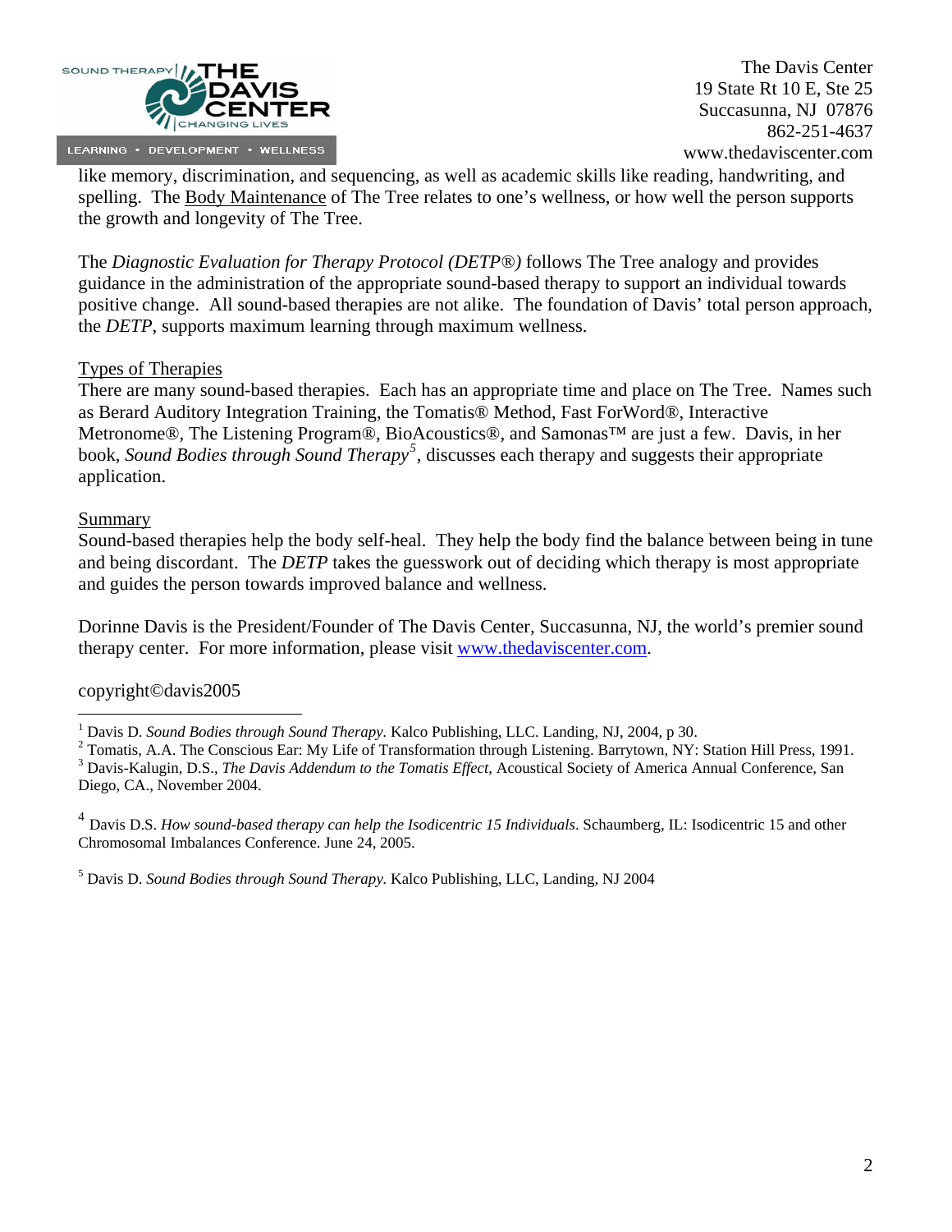like memory, discrimination, and sequencing, as well as academic skills like reading, handwriting, and spelling. The Body Maintenance of The Tree relates to one's wellness, or how well the person supports the growth and longevity of The Tree.

The *Diagnostic Evaluation for Therapy Protocol (DETP®)* follows The Tree analogy and provides guidance in the administration of the appropriate sound-based therapy to support an individual towards positive change. All sound-based therapies are not alike. The foundation of Davis' total person approach, the *DETP*, supports maximum learning through maximum wellness.

## Types of Therapies

There are many sound-based therapies. Each has an appropriate time and place on The Tree. Names such as Berard Auditory Integration Training, the Tomatis® Method, Fast ForWord®, Interactive Metronome®, The Listening Program®, BioAcoustics®, and Samonas™ are just a few. Davis, in her book, *Sound Bodies through Sound Therapy*[5], discusses each therapy and suggests their appropriate application.

## Summary

Sound-based therapies help the body self-heal. They help the body find the balance between being in tune and being discordant. The *DETP* takes the guesswork out of deciding which therapy is most appropriate and guides the person towards improved balance and wellness.

Dorinne Davis is the President/Founder of The Davis Center, Succasunna, NJ, the world's premier sound therapy center. For more information, please visit www.thedaviscenter.com.

copyright©davis2005

---

[1] Davis D. *Sound Bodies through Sound Therapy*. Kalco Publishing, LLC. Landing, NJ, 2004, p 30.

[2] Tomatis, A.A. The Conscious Ear: My Life of Transformation through Listening. Barrytown, NY: Station Hill Press, 1991.

[3] Davis-Kalugin, D.S., *The Davis Addendum to the Tomatis Effect*, Acoustical Society of America Annual Conference, San Diego, CA., November 2004.

[4] Davis D.S. *How sound-based therapy can help the Isodicentric 15 Individuals*. Schaumberg, IL: Isodicentric 15 and other Chromosomal Imbalances Conference. June 24, 2005.

[5] Davis D. *Sound Bodies through Sound Therapy*. Kalco Publishing, LLC, Landing, NJ 2004